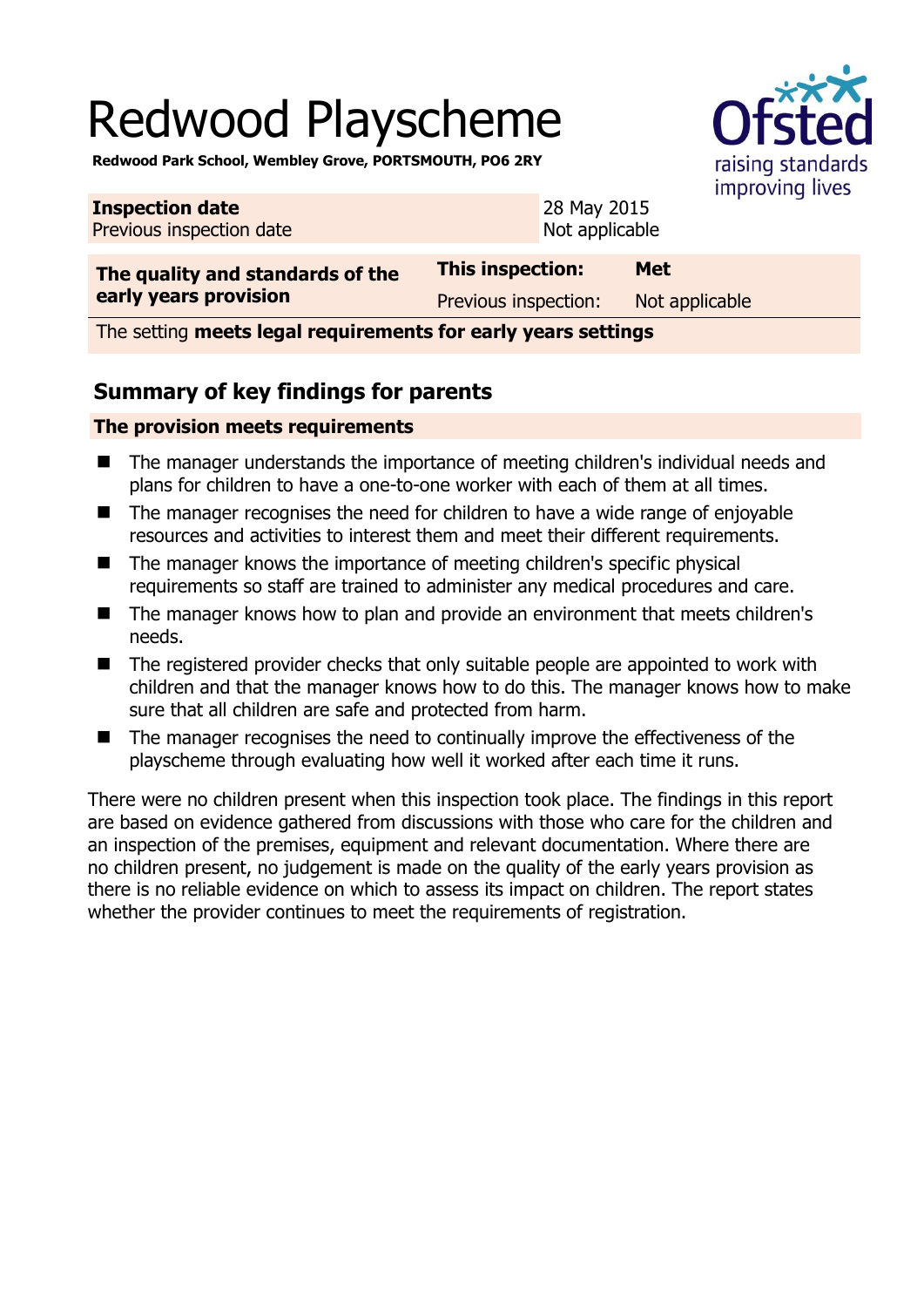# Redwood Playscheme

**Redwood Park School, Wembley Grove, PORTSMOUTH, PO6 2RY**

| **Inspection date** | 28 May 2015 |
|---|---|
| Previous inspection date | Not applicable |

| **The quality and standards of the early years provision** | **This inspection:** | **Met** |
|---|---|---|
| | Previous inspection: | Not applicable |
| The setting **meets legal requirements for early years settings** | | |

## Summary of key findings for parents

**The provision meets requirements**

- The manager understands the importance of meeting children's individual needs and plans for children to have a one-to-one worker with each of them at all times.
- The manager recognises the need for children to have a wide range of enjoyable resources and activities to interest them and meet their different requirements.
- The manager knows the importance of meeting children's specific physical requirements so staff are trained to administer any medical procedures and care.
- The manager knows how to plan and provide an environment that meets children's needs.
- The registered provider checks that only suitable people are appointed to work with children and that the manager knows how to do this. The manager knows how to make sure that all children are safe and protected from harm.
- The manager recognises the need to continually improve the effectiveness of the playscheme through evaluating how well it worked after each time it runs.

There were no children present when this inspection took place. The findings in this report are based on evidence gathered from discussions with those who care for the children and an inspection of the premises, equipment and relevant documentation. Where there are no children present, no judgement is made on the quality of the early years provision as there is no reliable evidence on which to assess its impact on children. The report states whether the provider continues to meet the requirements of registration.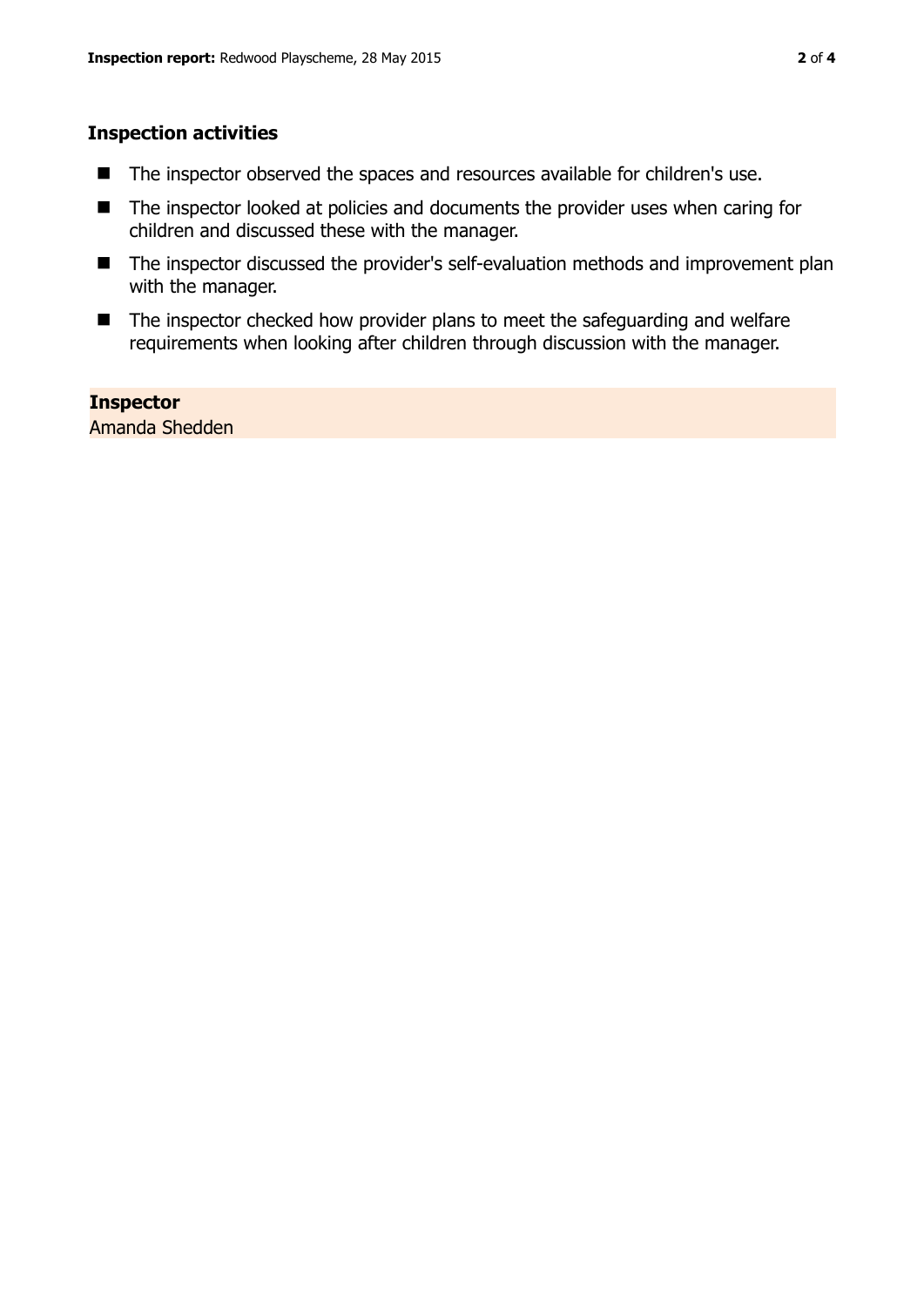### Inspection activities

- The inspector observed the spaces and resources available for children's use.
- The inspector looked at policies and documents the provider uses when caring for children and discussed these with the manager.
- The inspector discussed the provider's self-evaluation methods and improvement plan with the manager.
- The inspector checked how provider plans to meet the safeguarding and welfare requirements when looking after children through discussion with the manager.

**Inspector**
Amanda Shedden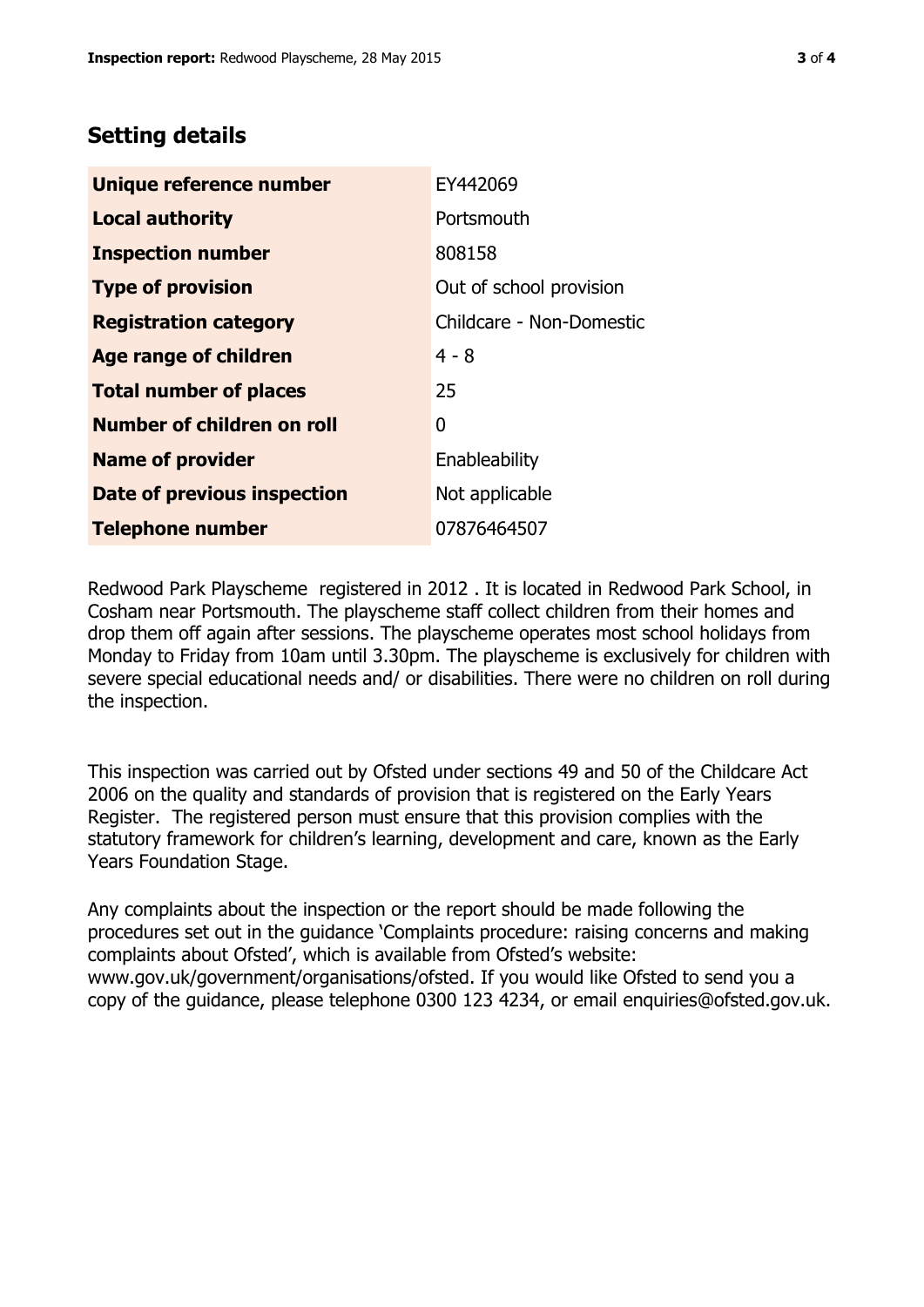## Setting details

| Unique reference number | EY442069 |
|---|---|
| Local authority | Portsmouth |
| Inspection number | 808158 |
| Type of provision | Out of school provision |
| Registration category | Childcare - Non-Domestic |
| Age range of children | 4 - 8 |
| Total number of places | 25 |
| Number of children on roll | 0 |
| Name of provider | Enableability |
| Date of previous inspection | Not applicable |
| Telephone number | 07876464507 |

Redwood Park Playscheme registered in 2012 . It is located in Redwood Park School, in Cosham near Portsmouth. The playscheme staff collect children from their homes and drop them off again after sessions. The playscheme operates most school holidays from Monday to Friday from 10am until 3.30pm. The playscheme is exclusively for children with severe special educational needs and/ or disabilities. There were no children on roll during the inspection.

This inspection was carried out by Ofsted under sections 49 and 50 of the Childcare Act 2006 on the quality and standards of provision that is registered on the Early Years Register. The registered person must ensure that this provision complies with the statutory framework for children's learning, development and care, known as the Early Years Foundation Stage.

Any complaints about the inspection or the report should be made following the procedures set out in the guidance 'Complaints procedure: raising concerns and making complaints about Ofsted', which is available from Ofsted's website: www.gov.uk/government/organisations/ofsted. If you would like Ofsted to send you a copy of the guidance, please telephone 0300 123 4234, or email enquiries@ofsted.gov.uk.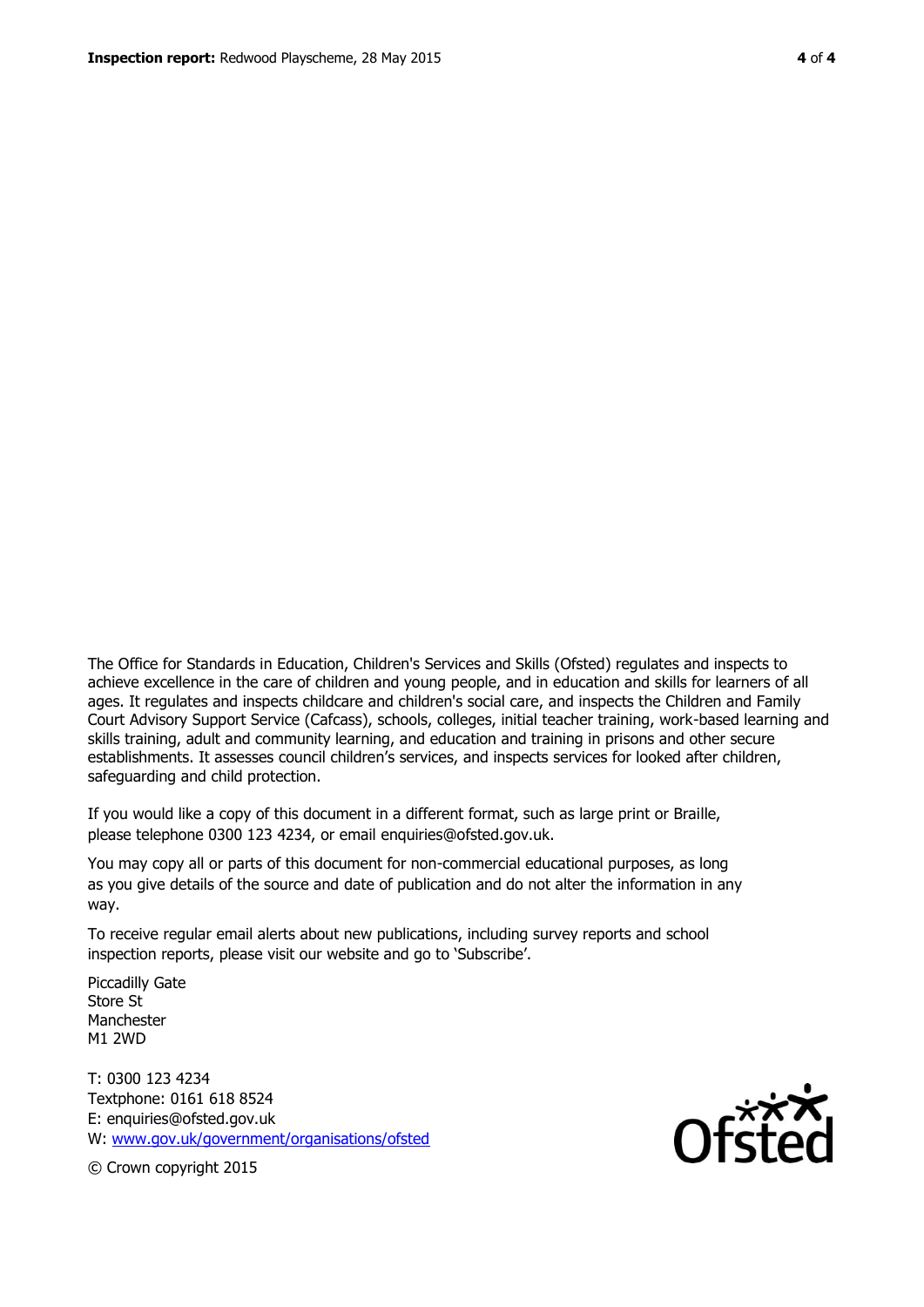The Office for Standards in Education, Children's Services and Skills (Ofsted) regulates and inspects to achieve excellence in the care of children and young people, and in education and skills for learners of all ages. It regulates and inspects childcare and children's social care, and inspects the Children and Family Court Advisory Support Service (Cafcass), schools, colleges, initial teacher training, work-based learning and skills training, adult and community learning, and education and training in prisons and other secure establishments. It assesses council children's services, and inspects services for looked after children, safeguarding and child protection.

If you would like a copy of this document in a different format, such as large print or Braille, please telephone 0300 123 4234, or email enquiries@ofsted.gov.uk.

You may copy all or parts of this document for non-commercial educational purposes, as long as you give details of the source and date of publication and do not alter the information in any way.

To receive regular email alerts about new publications, including survey reports and school inspection reports, please visit our website and go to 'Subscribe'.

Piccadilly Gate
Store St
Manchester
M1 2WD

T: 0300 123 4234
Textphone: 0161 618 8524
E: enquiries@ofsted.gov.uk
W: www.gov.uk/government/organisations/ofsted

© Crown copyright 2015